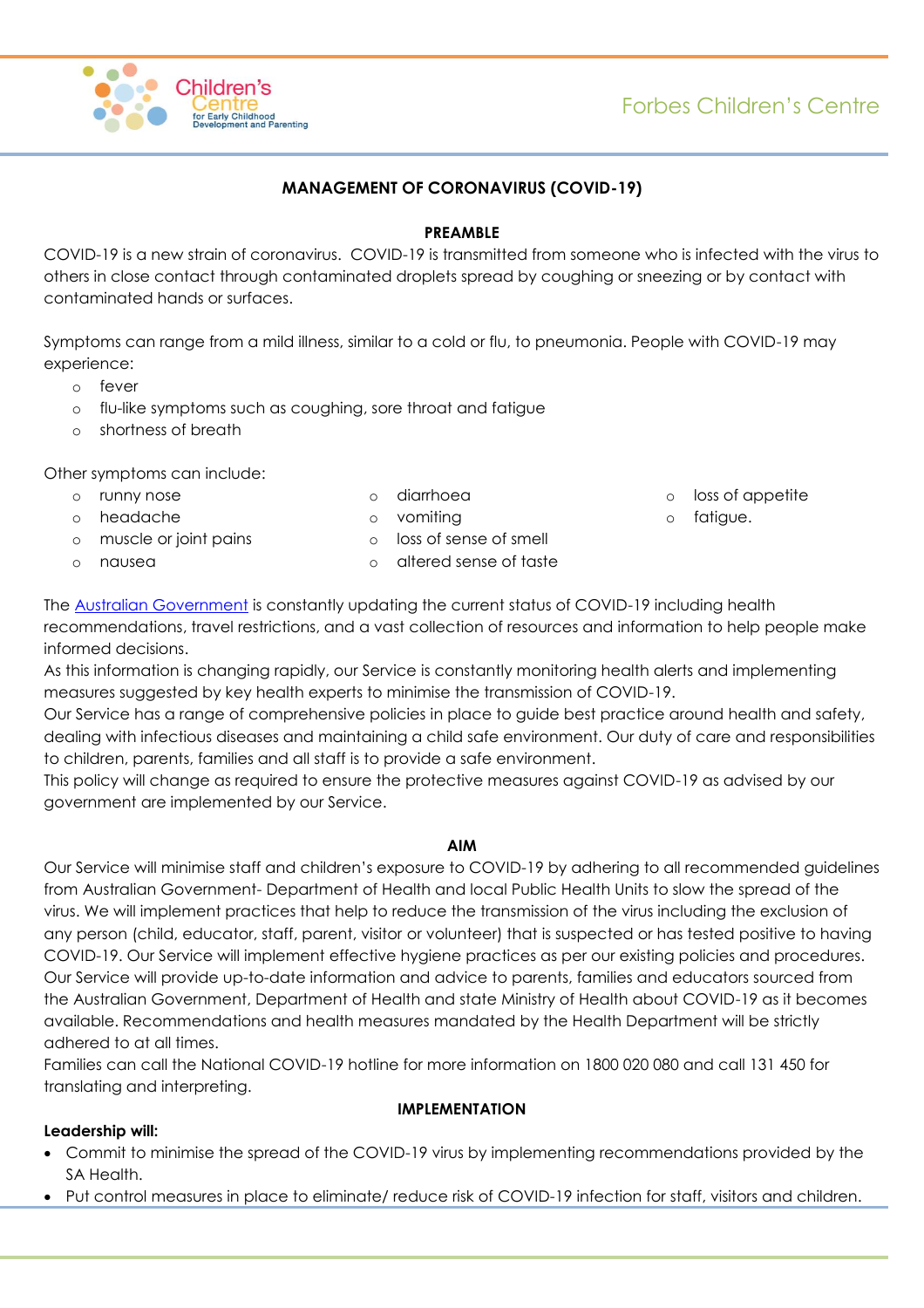# MANAGEMENT OF CORONAVIRUS (COVID-19)

## PREAMBLE

COVID-19 is a new strain of coronavirus. COVID-19 is transmitted from someone who is infected with the virus to others in close contact through contaminated droplets spread by coughing or sneezing or by contact with contaminated hands or surfaces.

Symptoms can range from a mild illness, similar to a cold or flu, to pneumonia. People with COVID-19 may experience:

- fever
- flu-like symptoms such as coughing, sore throat and fatigue
- shortness of breath

Other symptoms can include:

- runny nose
- headache
- muscle or joint pains
- nausea
- diarrhoea
- vomiting
- loss of sense of smell
- altered sense of taste
- loss of appetite
- fatigue.

The Australian Government is constantly updating the current status of COVID-19 including health recommendations, travel restrictions, and a vast collection of resources and information to help people make informed decisions.

As this information is changing rapidly, our Service is constantly monitoring health alerts and implementing measures suggested by key health experts to minimise the transmission of COVID-19.

Our Service has a range of comprehensive policies in place to guide best practice around health and safety, dealing with infectious diseases and maintaining a child safe environment. Our duty of care and responsibilities to children, parents, families and all staff is to provide a safe environment.

This policy will change as required to ensure the protective measures against COVID-19 as advised by our government are implemented by our Service.

## AIM

Our Service will minimise staff and children's exposure to COVID-19 by adhering to all recommended guidelines from Australian Government- Department of Health and local Public Health Units to slow the spread of the virus. We will implement practices that help to reduce the transmission of the virus including the exclusion of any person (child, educator, staff, parent, visitor or volunteer) that is suspected or has tested positive to having COVID-19. Our Service will implement effective hygiene practices as per our existing policies and procedures. Our Service will provide up-to-date information and advice to parents, families and educators sourced from the Australian Government, Department of Health and state Ministry of Health about COVID-19 as it becomes available. Recommendations and health measures mandated by the Health Department will be strictly adhered to at all times.

Families can call the National COVID-19 hotline for more information on 1800 020 080 and call 131 450 for translating and interpreting.

## IMPLEMENTATION

**Leadership will:**

- Commit to minimise the spread of the COVID-19 virus by implementing recommendations provided by the SA Health.
- Put control measures in place to eliminate/ reduce risk of COVID-19 infection for staff, visitors and children.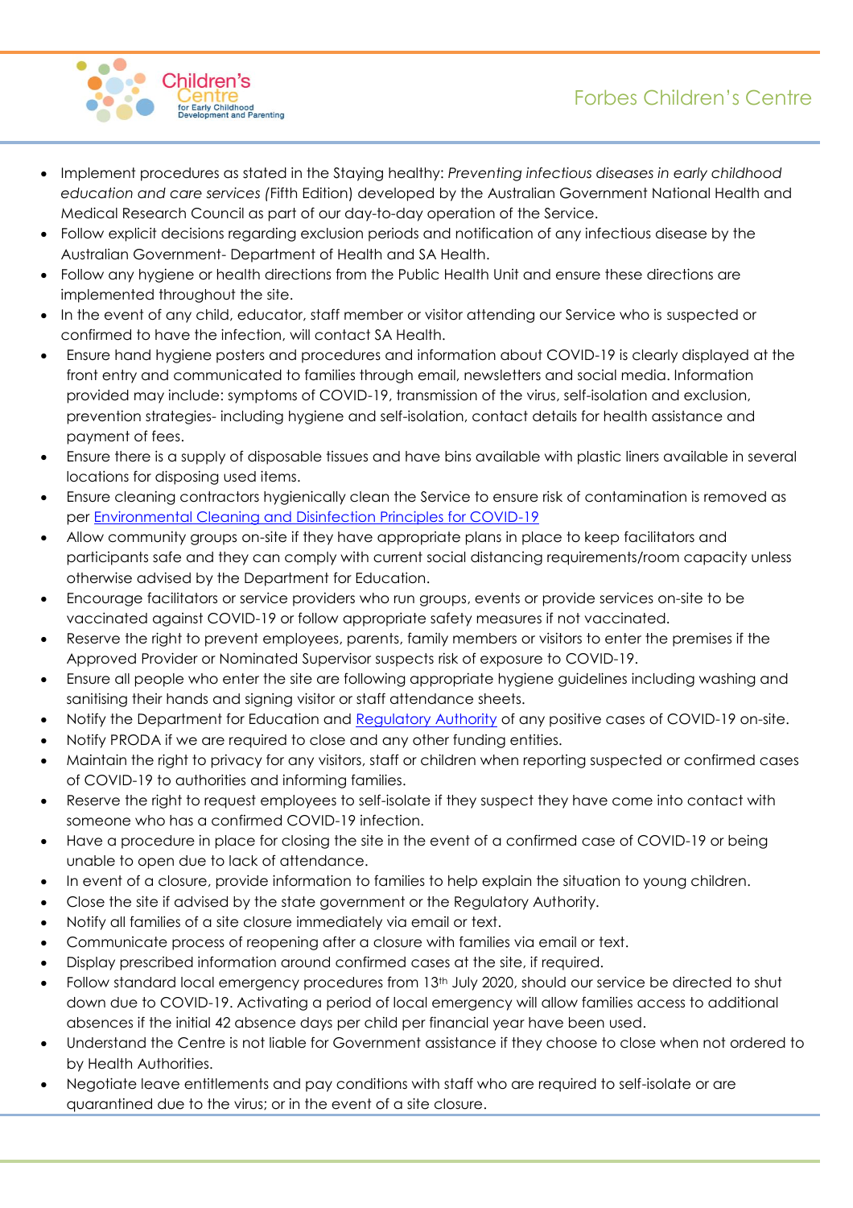- Implement procedures as stated in the Staying healthy: *Preventing infectious diseases in early childhood education and care services (*Fifth Edition) developed by the Australian Government National Health and Medical Research Council as part of our day-to-day operation of the Service.
- Follow explicit decisions regarding exclusion periods and notification of any infectious disease by the Australian Government- Department of Health and SA Health.
- Follow any hygiene or health directions from the Public Health Unit and ensure these directions are implemented throughout the site.
- In the event of any child, educator, staff member or visitor attending our Service who is suspected or confirmed to have the infection, will contact SA Health.
- Ensure hand hygiene posters and procedures and information about COVID-19 is clearly displayed at the front entry and communicated to families through email, newsletters and social media. Information provided may include: symptoms of COVID-19, transmission of the virus, self-isolation and exclusion, prevention strategies- including hygiene and self-isolation, contact details for health assistance and payment of fees.
- Ensure there is a supply of disposable tissues and have bins available with plastic liners available in several locations for disposing used items.
- Ensure cleaning contractors hygienically clean the Service to ensure risk of contamination is removed as per Environmental Cleaning and Disinfection Principles for COVID-19
- Allow community groups on-site if they have appropriate plans in place to keep facilitators and participants safe and they can comply with current social distancing requirements/room capacity unless otherwise advised by the Department for Education.
- Encourage facilitators or service providers who run groups, events or provide services on-site to be vaccinated against COVID-19 or follow appropriate safety measures if not vaccinated.
- Reserve the right to prevent employees, parents, family members or visitors to enter the premises if the Approved Provider or Nominated Supervisor suspects risk of exposure to COVID-19.
- Ensure all people who enter the site are following appropriate hygiene guidelines including washing and sanitising their hands and signing visitor or staff attendance sheets.
- Notify the Department for Education and Regulatory Authority of any positive cases of COVID-19 on-site.
- Notify PRODA if we are required to close and any other funding entities.
- Maintain the right to privacy for any visitors, staff or children when reporting suspected or confirmed cases of COVID-19 to authorities and informing families.
- Reserve the right to request employees to self-isolate if they suspect they have come into contact with someone who has a confirmed COVID-19 infection.
- Have a procedure in place for closing the site in the event of a confirmed case of COVID-19 or being unable to open due to lack of attendance.
- In event of a closure, provide information to families to help explain the situation to young children.
- Close the site if advised by the state government or the Regulatory Authority.
- Notify all families of a site closure immediately via email or text.
- Communicate process of reopening after a closure with families via email or text.
- Display prescribed information around confirmed cases at the site, if required.
- Follow standard local emergency procedures from 13th July 2020, should our service be directed to shut down due to COVID-19. Activating a period of local emergency will allow families access to additional absences if the initial 42 absence days per child per financial year have been used.
- Understand the Centre is not liable for Government assistance if they choose to close when not ordered to by Health Authorities.
- Negotiate leave entitlements and pay conditions with staff who are required to self-isolate or are quarantined due to the virus; or in the event of a site closure.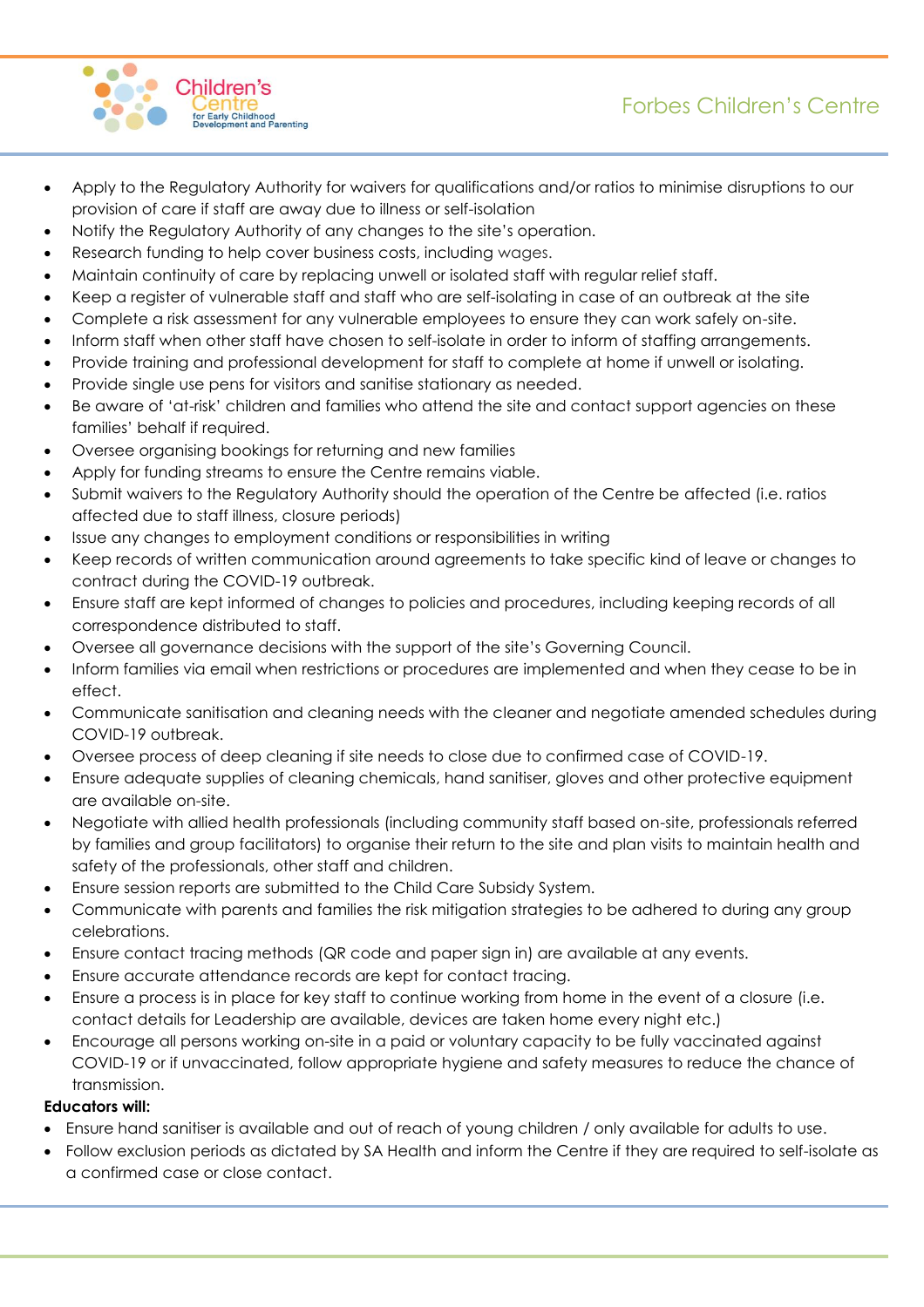- Apply to the Regulatory Authority for waivers for qualifications and/or ratios to minimise disruptions to our provision of care if staff are away due to illness or self-isolation
- Notify the Regulatory Authority of any changes to the site's operation.
- Research funding to help cover business costs, including wages.
- Maintain continuity of care by replacing unwell or isolated staff with regular relief staff.
- Keep a register of vulnerable staff and staff who are self-isolating in case of an outbreak at the site
- Complete a risk assessment for any vulnerable employees to ensure they can work safely on-site.
- Inform staff when other staff have chosen to self-isolate in order to inform of staffing arrangements.
- Provide training and professional development for staff to complete at home if unwell or isolating.
- Provide single use pens for visitors and sanitise stationary as needed.
- Be aware of 'at-risk' children and families who attend the site and contact support agencies on these families' behalf if required.
- Oversee organising bookings for returning and new families
- Apply for funding streams to ensure the Centre remains viable.
- Submit waivers to the Regulatory Authority should the operation of the Centre be affected (i.e. ratios affected due to staff illness, closure periods)
- Issue any changes to employment conditions or responsibilities in writing
- Keep records of written communication around agreements to take specific kind of leave or changes to contract during the COVID-19 outbreak.
- Ensure staff are kept informed of changes to policies and procedures, including keeping records of all correspondence distributed to staff.
- Oversee all governance decisions with the support of the site's Governing Council.
- Inform families via email when restrictions or procedures are implemented and when they cease to be in effect.
- Communicate sanitisation and cleaning needs with the cleaner and negotiate amended schedules during COVID-19 outbreak.
- Oversee process of deep cleaning if site needs to close due to confirmed case of COVID-19.
- Ensure adequate supplies of cleaning chemicals, hand sanitiser, gloves and other protective equipment are available on-site.
- Negotiate with allied health professionals (including community staff based on-site, professionals referred by families and group facilitators) to organise their return to the site and plan visits to maintain health and safety of the professionals, other staff and children.
- Ensure session reports are submitted to the Child Care Subsidy System.
- Communicate with parents and families the risk mitigation strategies to be adhered to during any group celebrations.
- Ensure contact tracing methods (QR code and paper sign in) are available at any events.
- Ensure accurate attendance records are kept for contact tracing.
- Ensure a process is in place for key staff to continue working from home in the event of a closure (i.e. contact details for Leadership are available, devices are taken home every night etc.)
- Encourage all persons working on-site in a paid or voluntary capacity to be fully vaccinated against COVID-19 or if unvaccinated, follow appropriate hygiene and safety measures to reduce the chance of transmission.

**Educators will:**

- Ensure hand sanitiser is available and out of reach of young children / only available for adults to use.
- Follow exclusion periods as dictated by SA Health and inform the Centre if they are required to self-isolate as a confirmed case or close contact.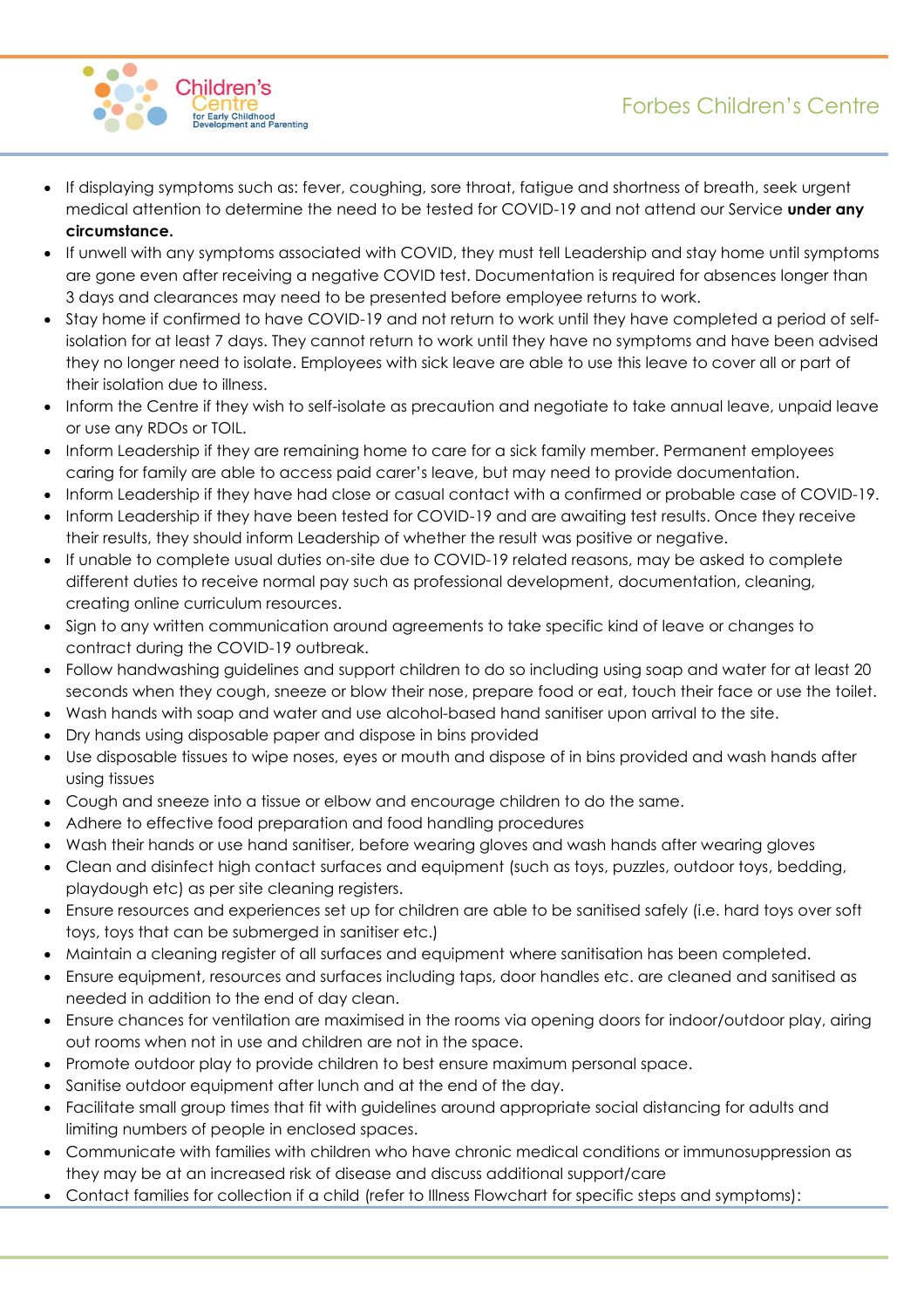- If displaying symptoms such as: fever, coughing, sore throat, fatigue and shortness of breath, seek urgent medical attention to determine the need to be tested for COVID-19 and not attend our Service **under any circumstance.**
- If unwell with any symptoms associated with COVID, they must tell Leadership and stay home until symptoms are gone even after receiving a negative COVID test. Documentation is required for absences longer than 3 days and clearances may need to be presented before employee returns to work.
- Stay home if confirmed to have COVID-19 and not return to work until they have completed a period of self-isolation for at least 7 days. They cannot return to work until they have no symptoms and have been advised they no longer need to isolate. Employees with sick leave are able to use this leave to cover all or part of their isolation due to illness.
- Inform the Centre if they wish to self-isolate as precaution and negotiate to take annual leave, unpaid leave or use any RDOs or TOIL.
- Inform Leadership if they are remaining home to care for a sick family member. Permanent employees caring for family are able to access paid carer's leave, but may need to provide documentation.
- Inform Leadership if they have had close or casual contact with a confirmed or probable case of COVID-19.
- Inform Leadership if they have been tested for COVID-19 and are awaiting test results. Once they receive their results, they should inform Leadership of whether the result was positive or negative.
- If unable to complete usual duties on-site due to COVID-19 related reasons, may be asked to complete different duties to receive normal pay such as professional development, documentation, cleaning, creating online curriculum resources.
- Sign to any written communication around agreements to take specific kind of leave or changes to contract during the COVID-19 outbreak.
- Follow handwashing guidelines and support children to do so including using soap and water for at least 20 seconds when they cough, sneeze or blow their nose, prepare food or eat, touch their face or use the toilet.
- Wash hands with soap and water and use alcohol-based hand sanitiser upon arrival to the site.
- Dry hands using disposable paper and dispose in bins provided
- Use disposable tissues to wipe noses, eyes or mouth and dispose of in bins provided and wash hands after using tissues
- Cough and sneeze into a tissue or elbow and encourage children to do the same.
- Adhere to effective food preparation and food handling procedures
- Wash their hands or use hand sanitiser, before wearing gloves and wash hands after wearing gloves
- Clean and disinfect high contact surfaces and equipment (such as toys, puzzles, outdoor toys, bedding, playdough etc) as per site cleaning registers.
- Ensure resources and experiences set up for children are able to be sanitised safely (i.e. hard toys over soft toys, toys that can be submerged in sanitiser etc.)
- Maintain a cleaning register of all surfaces and equipment where sanitisation has been completed.
- Ensure equipment, resources and surfaces including taps, door handles etc. are cleaned and sanitised as needed in addition to the end of day clean.
- Ensure chances for ventilation are maximised in the rooms via opening doors for indoor/outdoor play, airing out rooms when not in use and children are not in the space.
- Promote outdoor play to provide children to best ensure maximum personal space.
- Sanitise outdoor equipment after lunch and at the end of the day.
- Facilitate small group times that fit with guidelines around appropriate social distancing for adults and limiting numbers of people in enclosed spaces.
- Communicate with families with children who have chronic medical conditions or immunosuppression as they may be at an increased risk of disease and discuss additional support/care
- Contact families for collection if a child (refer to Illness Flowchart for specific steps and symptoms):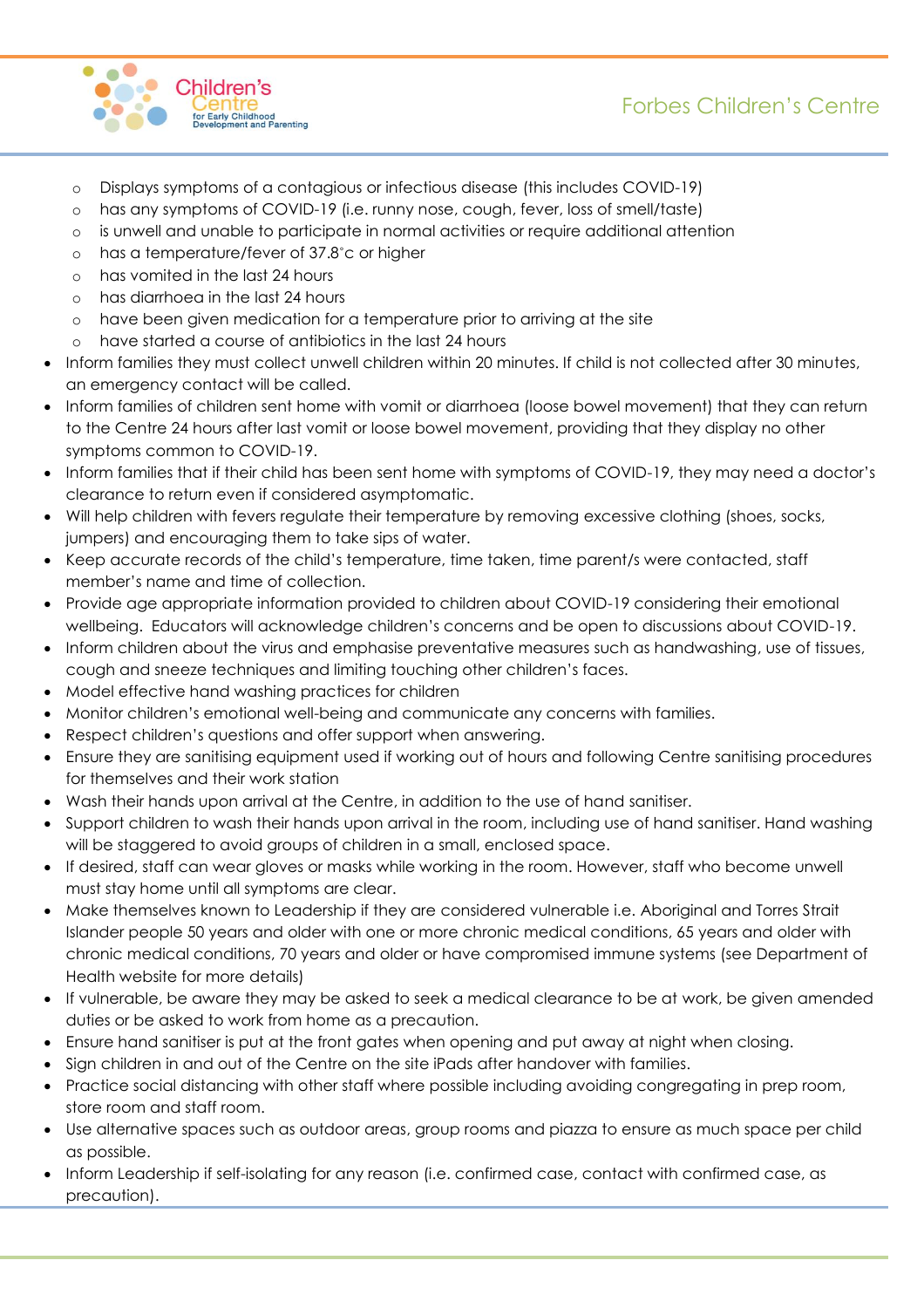- Displays symptoms of a contagious or infectious disease (this includes COVID-19)
  - has any symptoms of COVID-19 (i.e. runny nose, cough, fever, loss of smell/taste)
  - is unwell and unable to participate in normal activities or require additional attention
  - has a temperature/fever of 37.8°c or higher
  - has vomited in the last 24 hours
  - has diarrhoea in the last 24 hours
  - have been given medication for a temperature prior to arriving at the site
  - have started a course of antibiotics in the last 24 hours
- Inform families they must collect unwell children within 20 minutes. If child is not collected after 30 minutes, an emergency contact will be called.
- Inform families of children sent home with vomit or diarrhoea (loose bowel movement) that they can return to the Centre 24 hours after last vomit or loose bowel movement, providing that they display no other symptoms common to COVID-19.
- Inform families that if their child has been sent home with symptoms of COVID-19, they may need a doctor's clearance to return even if considered asymptomatic.
- Will help children with fevers regulate their temperature by removing excessive clothing (shoes, socks, jumpers) and encouraging them to take sips of water.
- Keep accurate records of the child's temperature, time taken, time parent/s were contacted, staff member's name and time of collection.
- Provide age appropriate information provided to children about COVID-19 considering their emotional wellbeing. Educators will acknowledge children's concerns and be open to discussions about COVID-19.
- Inform children about the virus and emphasise preventative measures such as handwashing, use of tissues, cough and sneeze techniques and limiting touching other children's faces.
- Model effective hand washing practices for children
- Monitor children's emotional well-being and communicate any concerns with families.
- Respect children's questions and offer support when answering.
- Ensure they are sanitising equipment used if working out of hours and following Centre sanitising procedures for themselves and their work station
- Wash their hands upon arrival at the Centre, in addition to the use of hand sanitiser.
- Support children to wash their hands upon arrival in the room, including use of hand sanitiser. Hand washing will be staggered to avoid groups of children in a small, enclosed space.
- If desired, staff can wear gloves or masks while working in the room. However, staff who become unwell must stay home until all symptoms are clear.
- Make themselves known to Leadership if they are considered vulnerable i.e. Aboriginal and Torres Strait Islander people 50 years and older with one or more chronic medical conditions, 65 years and older with chronic medical conditions, 70 years and older or have compromised immune systems (see Department of Health website for more details)
- If vulnerable, be aware they may be asked to seek a medical clearance to be at work, be given amended duties or be asked to work from home as a precaution.
- Ensure hand sanitiser is put at the front gates when opening and put away at night when closing.
- Sign children in and out of the Centre on the site iPads after handover with families.
- Practice social distancing with other staff where possible including avoiding congregating in prep room, store room and staff room.
- Use alternative spaces such as outdoor areas, group rooms and piazza to ensure as much space per child as possible.
- Inform Leadership if self-isolating for any reason (i.e. confirmed case, contact with confirmed case, as precaution).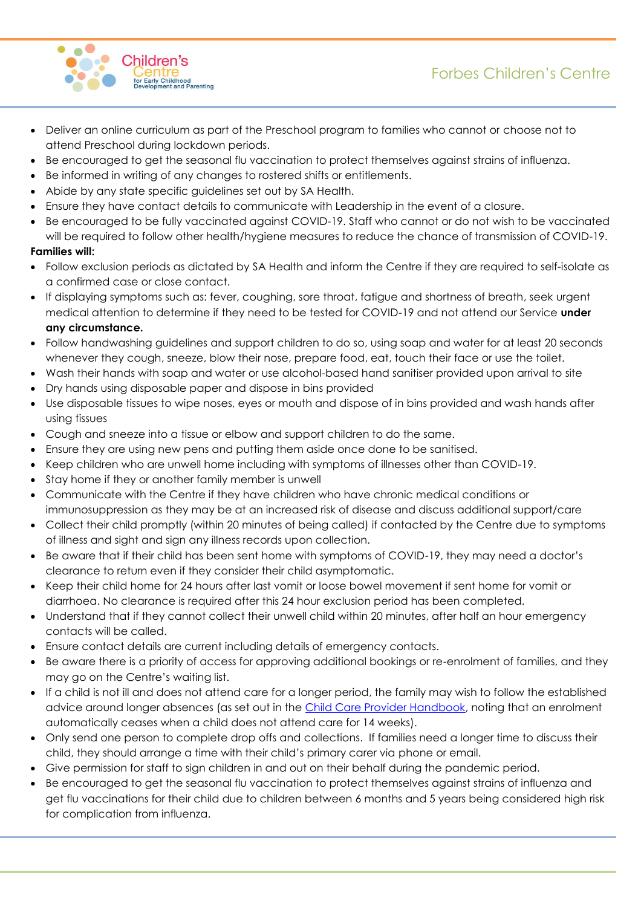- Deliver an online curriculum as part of the Preschool program to families who cannot or choose not to attend Preschool during lockdown periods.
- Be encouraged to get the seasonal flu vaccination to protect themselves against strains of influenza.
- Be informed in writing of any changes to rostered shifts or entitlements.
- Abide by any state specific guidelines set out by SA Health.
- Ensure they have contact details to communicate with Leadership in the event of a closure.
- Be encouraged to be fully vaccinated against COVID-19. Staff who cannot or do not wish to be vaccinated will be required to follow other health/hygiene measures to reduce the chance of transmission of COVID-19.

**Families will:**

- Follow exclusion periods as dictated by SA Health and inform the Centre if they are required to self-isolate as a confirmed case or close contact.
- If displaying symptoms such as: fever, coughing, sore throat, fatigue and shortness of breath, seek urgent medical attention to determine if they need to be tested for COVID-19 and not attend our Service **under any circumstance.**
- Follow handwashing guidelines and support children to do so, using soap and water for at least 20 seconds whenever they cough, sneeze, blow their nose, prepare food, eat, touch their face or use the toilet.
- Wash their hands with soap and water or use alcohol-based hand sanitiser provided upon arrival to site
- Dry hands using disposable paper and dispose in bins provided
- Use disposable tissues to wipe noses, eyes or mouth and dispose of in bins provided and wash hands after using tissues
- Cough and sneeze into a tissue or elbow and support children to do the same.
- Ensure they are using new pens and putting them aside once done to be sanitised.
- Keep children who are unwell home including with symptoms of illnesses other than COVID-19.
- Stay home if they or another family member is unwell
- Communicate with the Centre if they have children who have chronic medical conditions or immunosuppression as they may be at an increased risk of disease and discuss additional support/care
- Collect their child promptly (within 20 minutes of being called) if contacted by the Centre due to symptoms of illness and sight and sign any illness records upon collection.
- Be aware that if their child has been sent home with symptoms of COVID-19, they may need a doctor's clearance to return even if they consider their child asymptomatic.
- Keep their child home for 24 hours after last vomit or loose bowel movement if sent home for vomit or diarrhoea. No clearance is required after this 24 hour exclusion period has been completed.
- Understand that if they cannot collect their unwell child within 20 minutes, after half an hour emergency contacts will be called.
- Ensure contact details are current including details of emergency contacts.
- Be aware there is a priority of access for approving additional bookings or re-enrolment of families, and they may go on the Centre's waiting list.
- If a child is not ill and does not attend care for a longer period, the family may wish to follow the established advice around longer absences (as set out in the Child Care Provider Handbook, noting that an enrolment automatically ceases when a child does not attend care for 14 weeks).
- Only send one person to complete drop offs and collections. If families need a longer time to discuss their child, they should arrange a time with their child's primary carer via phone or email.
- Give permission for staff to sign children in and out on their behalf during the pandemic period.
- Be encouraged to get the seasonal flu vaccination to protect themselves against strains of influenza and get flu vaccinations for their child due to children between 6 months and 5 years being considered high risk for complication from influenza.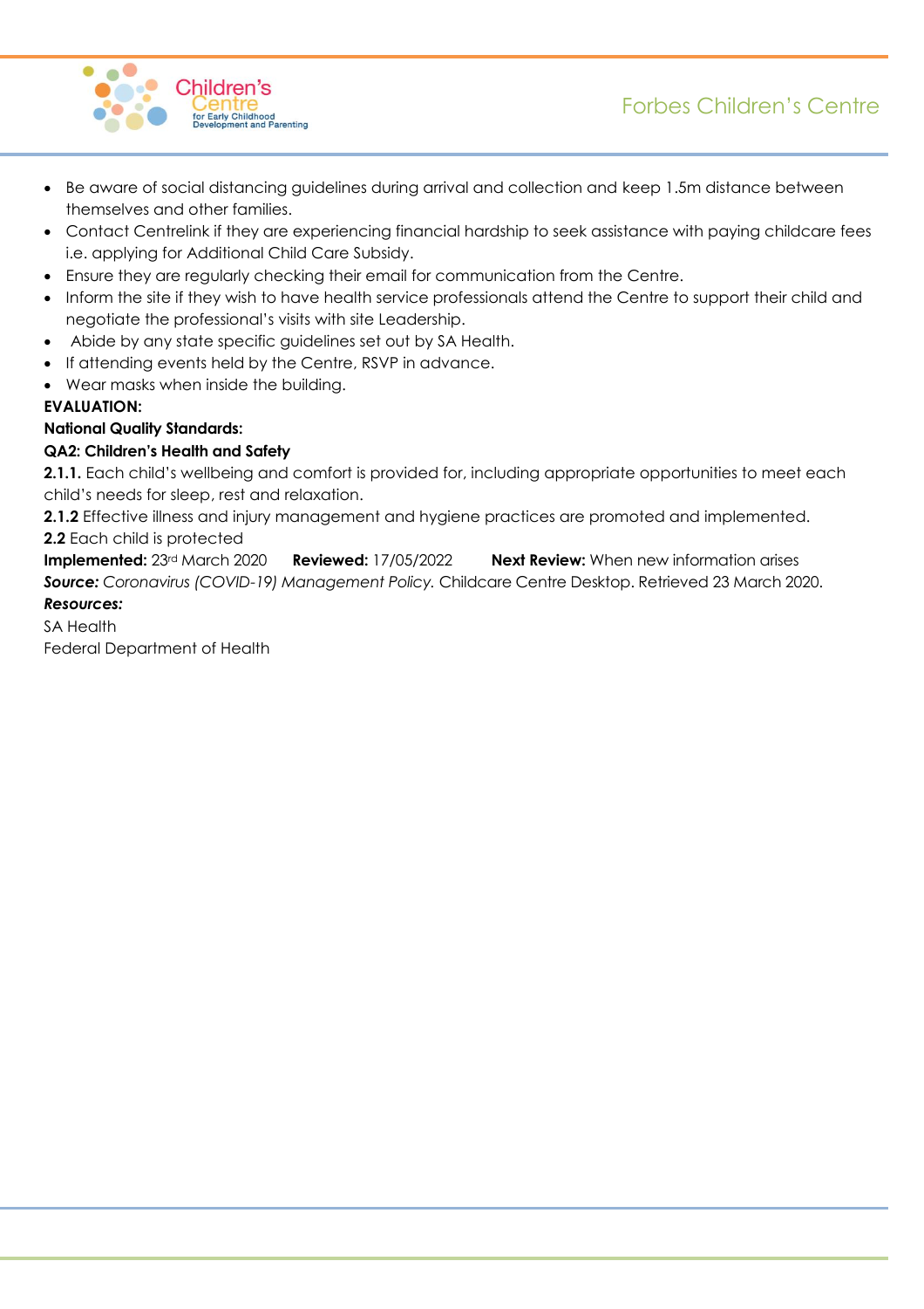- Be aware of social distancing guidelines during arrival and collection and keep 1.5m distance between themselves and other families.
- Contact Centrelink if they are experiencing financial hardship to seek assistance with paying childcare fees i.e. applying for Additional Child Care Subsidy.
- Ensure they are regularly checking their email for communication from the Centre.
- Inform the site if they wish to have health service professionals attend the Centre to support their child and negotiate the professional's visits with site Leadership.
- Abide by any state specific guidelines set out by SA Health.
- If attending events held by the Centre, RSVP in advance.
- Wear masks when inside the building.

**EVALUATION:**

**National Quality Standards:**

**QA2: Children's Health and Safety**

**2.1.1.** Each child's wellbeing and comfort is provided for, including appropriate opportunities to meet each child's needs for sleep, rest and relaxation.

**2.1.2** Effective illness and injury management and hygiene practices are promoted and implemented.

**2.2** Each child is protected

**Implemented:** 23rd March 2020 **Reviewed:** 17/05/2022 **Next Review:** When new information arises

***Source:*** *Coronavirus (COVID-19) Management Policy.* Childcare Centre Desktop. Retrieved 23 March 2020.

***Resources:***

SA Health

Federal Department of Health